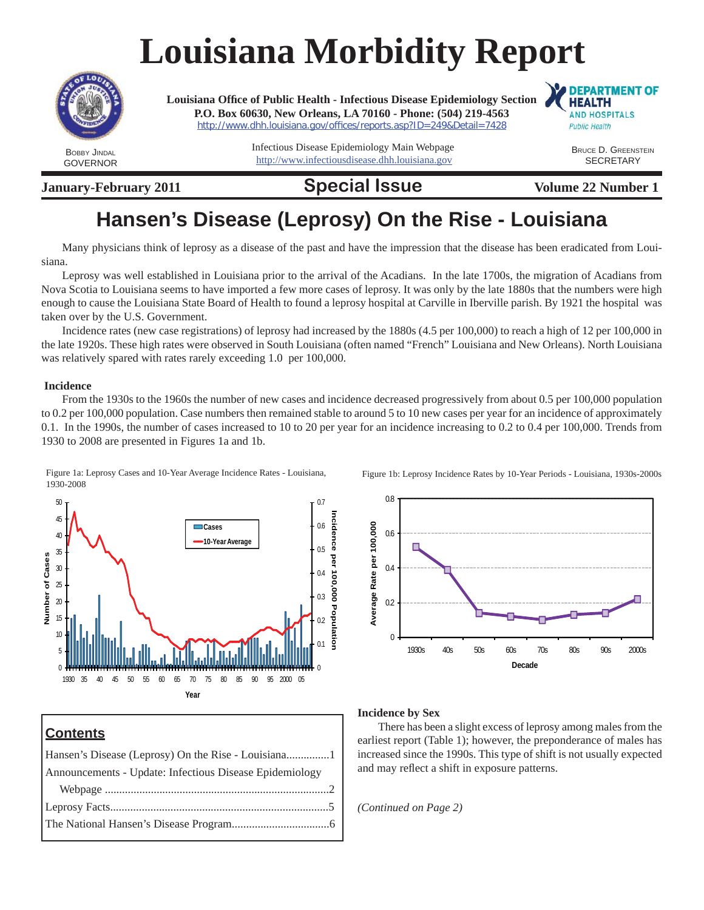# Louisiana Morbidity Report

**Louisiana Office of Public Health - Infectious Disease Epidemiology Section**
**P.O. Box 60630, New Orleans, LA 70160 - Phone: (504) 219-4563**
http://www.dhh.louisiana.gov/offices/reports.asp?ID=249&Detail=7428

Infectious Disease Epidemiology Main Webpage
http://www.infectiousdisease.dhh.louisiana.gov

BOBBY JINDAL
GOVERNOR

BRUCE D. GREENSTEIN
SECRETARY

**January-February 2011** | **Special Issue** | **Volume 22 Number 1**

## Hansen's Disease (Leprosy) On the Rise - Louisiana

Many physicians think of leprosy as a disease of the past and have the impression that the disease has been eradicated from Louisiana.

Leprosy was well established in Louisiana prior to the arrival of the Acadians. In the late 1700s, the migration of Acadians from Nova Scotia to Louisiana seems to have imported a few more cases of leprosy. It was only by the late 1880s that the numbers were high enough to cause the Louisiana State Board of Health to found a leprosy hospital at Carville in Iberville parish. By 1921 the hospital was taken over by the U.S. Government.

Incidence rates (new case registrations) of leprosy had increased by the 1880s (4.5 per 100,000) to reach a high of 12 per 100,000 in the late 1920s. These high rates were observed in South Louisiana (often named "French" Louisiana and New Orleans). North Louisiana was relatively spared with rates rarely exceeding 1.0 per 100,000.

### Incidence

From the 1930s to the 1960s the number of new cases and incidence decreased progressively from about 0.5 per 100,000 population to 0.2 per 100,000 population. Case numbers then remained stable to around 5 to 10 new cases per year for an incidence of approximately 0.1. In the 1990s, the number of cases increased to 10 to 20 per year for an incidence increasing to 0.2 to 0.4 per 100,000. Trends from 1930 to 2008 are presented in Figures 1a and 1b.

Figure 1a: Leprosy Cases and 10-Year Average Incidence Rates - Louisiana, 1930-2008

Figure 1b: Leprosy Incidence Rates by 10-Year Periods - Louisiana, 1930s-2000s

### Contents

- Hansen's Disease (Leprosy) On the Rise - Louisiana..............1
- Announcements - Update: Infectious Disease Epidemiology Webpage..............2
- Leprosy Facts..............5
- The National Hansen's Disease Program..............6

### Incidence by Sex

There has been a slight excess of leprosy among males from the earliest report (Table 1); however, the preponderance of males has increased since the 1990s. This type of shift is not usually expected and may reflect a shift in exposure patterns.

*(Continued on Page 2)*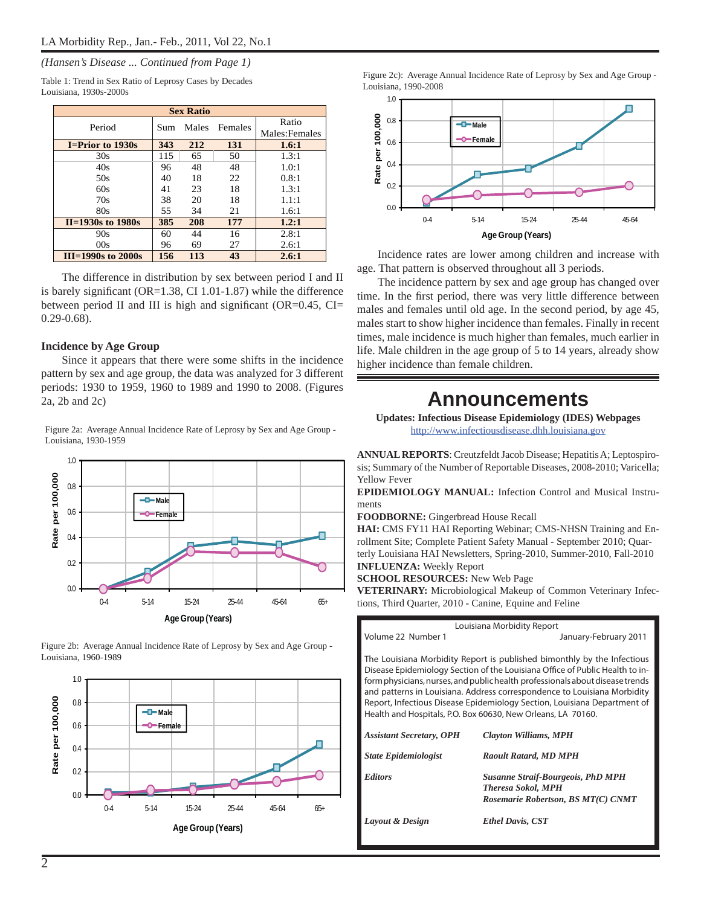*(Hansen's Disease ... Continued from Page 1)*

Table 1: Trend in Sex Ratio of Leprosy Cases by Decades Louisiana, 1930s-2000s

| Period | Sex Ratio | | | |
|---|---|---|---|---|
| | Sum | Males | Females | Ratio Males:Females |
| **I=Prior to 1930s** | **343** | **212** | **131** | **1.6:1** |
| 30s | 115 | 65 | 50 | 1.3:1 |
| 40s | 96 | 48 | 48 | 1.0:1 |
| 50s | 40 | 18 | 22 | 0.8:1 |
| 60s | 41 | 23 | 18 | 1.3:1 |
| 70s | 38 | 20 | 18 | 1.1:1 |
| 80s | 55 | 34 | 21 | 1.6:1 |
| **II=1930s to 1980s** | **385** | **208** | **177** | **1.2:1** |
| 90s | 60 | 44 | 16 | 2.8:1 |
| 00s | 96 | 69 | 27 | 2.6:1 |
| **III=1990s to 2000s** | **156** | **113** | **43** | **2.6:1** |

The difference in distribution by sex between period I and II is barely significant (OR=1.38, CI 1.01-1.87) while the difference between period II and III is high and significant (OR=0.45, CI= 0.29-0.68).

### Incidence by Age Group

Since it appears that there were some shifts in the incidence pattern by sex and age group, the data was analyzed for 3 different periods: 1930 to 1959, 1960 to 1989 and 1990 to 2008. (Figures 2a, 2b and 2c)

Figure 2a: Average Annual Incidence Rate of Leprosy by Sex and Age Group - Louisiana, 1930-1959

Figure 2b: Average Annual Incidence Rate of Leprosy by Sex and Age Group - Louisiana, 1960-1989

Figure 2c): Average Annual Incidence Rate of Leprosy by Sex and Age Group - Louisiana, 1990-2008

Incidence rates are lower among children and increase with age. That pattern is observed throughout all 3 periods.

The incidence pattern by sex and age group has changed over time. In the first period, there was very little difference between males and females until old age. In the second period, by age 45, males start to show higher incidence than females. Finally in recent times, male incidence is much higher than females, much earlier in life. Male children in the age group of 5 to 14 years, already show higher incidence than female children.

# Announcements

**Updates: Infectious Disease Epidemiology (IDES) Webpages**
http://www.infectiousdisease.dhh.louisiana.gov

**ANNUAL REPORTS**: Creutzfeldt Jacob Disease; Hepatitis A; Leptospirosis; Summary of the Number of Reportable Diseases, 2008-2010; Varicella; Yellow Fever
**EPIDEMIOLOGY MANUAL:** Infection Control and Musical Instruments
**FOODBORNE:** Gingerbread House Recall
**HAI:** CMS FY11 HAI Reporting Webinar; CMS-NHSN Training and Enrollment Site; Complete Patient Safety Manual - September 2010; Quarterly Louisiana HAI Newsletters, Spring-2010, Summer-2010, Fall-2010
**INFLUENZA:** Weekly Report
**SCHOOL RESOURCES:** New Web Page
**VETERINARY:** Microbiological Makeup of Common Veterinary Infections, Third Quarter, 2010 - Canine, Equine and Feline

Louisiana Morbidity Report
Volume 22 Number 1 — January-February 2011

The Louisiana Morbidity Report is published bimonthly by the Infectious Disease Epidemiology Section of the Louisiana Office of Public Health to inform physicians, nurses, and public health professionals about disease trends and patterns in Louisiana. Address correspondence to Louisiana Morbidity Report, Infectious Disease Epidemiology Section, Louisiana Department of Health and Hospitals, P.O. Box 60630, New Orleans, LA 70160.

| | |
|---|---|
| *Assistant Secretary, OPH* | *Clayton Williams, MPH* |
| *State Epidemiologist* | *Raoult Ratard, MD MPH* |
| *Editors* | *Susanne Straif-Bourgeois, PhD MPH*<br>*Theresa Sokol, MPH*<br>*Rosemarie Robertson, BS MT(C) CNMT* |
| *Layout & Design* | *Ethel Davis, CST* |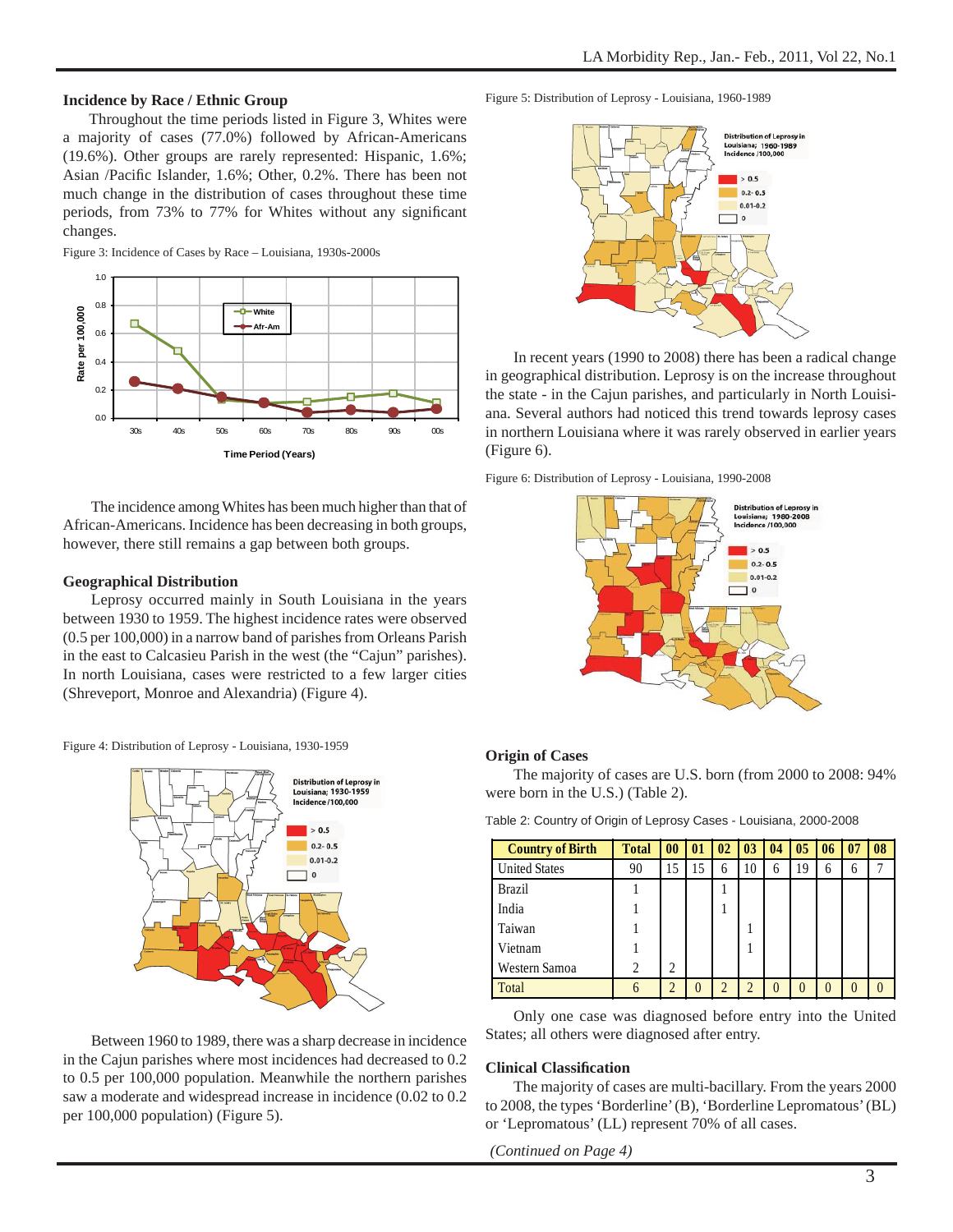### Incidence by Race / Ethnic Group

Throughout the time periods listed in Figure 3, Whites were a majority of cases (77.0%) followed by African-Americans (19.6%). Other groups are rarely represented: Hispanic, 1.6%; Asian /Pacific Islander, 1.6%; Other, 0.2%. There has been not much change in the distribution of cases throughout these time periods, from 73% to 77% for Whites without any significant changes.

Figure 3: Incidence of Cases by Race – Louisiana, 1930s-2000s

The incidence among Whites has been much higher than that of African-Americans. Incidence has been decreasing in both groups, however, there still remains a gap between both groups.

### Geographical Distribution

Leprosy occurred mainly in South Louisiana in the years between 1930 to 1959. The highest incidence rates were observed (0.5 per 100,000) in a narrow band of parishes from Orleans Parish in the east to Calcasieu Parish in the west (the "Cajun" parishes). In north Louisiana, cases were restricted to a few larger cities (Shreveport, Monroe and Alexandria) (Figure 4).

Figure 4: Distribution of Leprosy - Louisiana, 1930-1959

Between 1960 to 1989, there was a sharp decrease in incidence in the Cajun parishes where most incidences had decreased to 0.2 to 0.5 per 100,000 population. Meanwhile the northern parishes saw a moderate and widespread increase in incidence (0.02 to 0.2 per 100,000 population) (Figure 5).

Figure 5: Distribution of Leprosy - Louisiana, 1960-1989

In recent years (1990 to 2008) there has been a radical change in geographical distribution. Leprosy is on the increase throughout the state - in the Cajun parishes, and particularly in North Louisiana. Several authors had noticed this trend towards leprosy cases in northern Louisiana where it was rarely observed in earlier years (Figure 6).

Figure 6: Distribution of Leprosy - Louisiana, 1990-2008

### Origin of Cases

The majority of cases are U.S. born (from 2000 to 2008: 94% were born in the U.S.) (Table 2).

Table 2: Country of Origin of Leprosy Cases - Louisiana, 2000-2008

| Country of Birth | Total | 00 | 01 | 02 | 03 | 04 | 05 | 06 | 07 | 08 |
|---|---|---|---|---|---|---|---|---|---|---|
| United States | 90 | 15 | 15 | 6 | 10 | 6 | 19 | 6 | 6 | 7 |
| Brazil | 1 | | | 1 | | | | | | |
| India | 1 | | | 1 | | | | | | |
| Taiwan | 1 | | | | 1 | | | | | |
| Vietnam | 1 | | | | 1 | | | | | |
| Western Samoa | 2 | 2 | | | | | | | | |
| Total | 6 | 2 | 0 | 2 | 2 | 0 | 0 | 0 | 0 | 0 |

Only one case was diagnosed before entry into the United States; all others were diagnosed after entry.

### Clinical Classification

The majority of cases are multi-bacillary. From the years 2000 to 2008, the types 'Borderline' (B), 'Borderline Lepromatous' (BL) or 'Lepromatous' (LL) represent 70% of all cases.

*(Continued on Page 4)*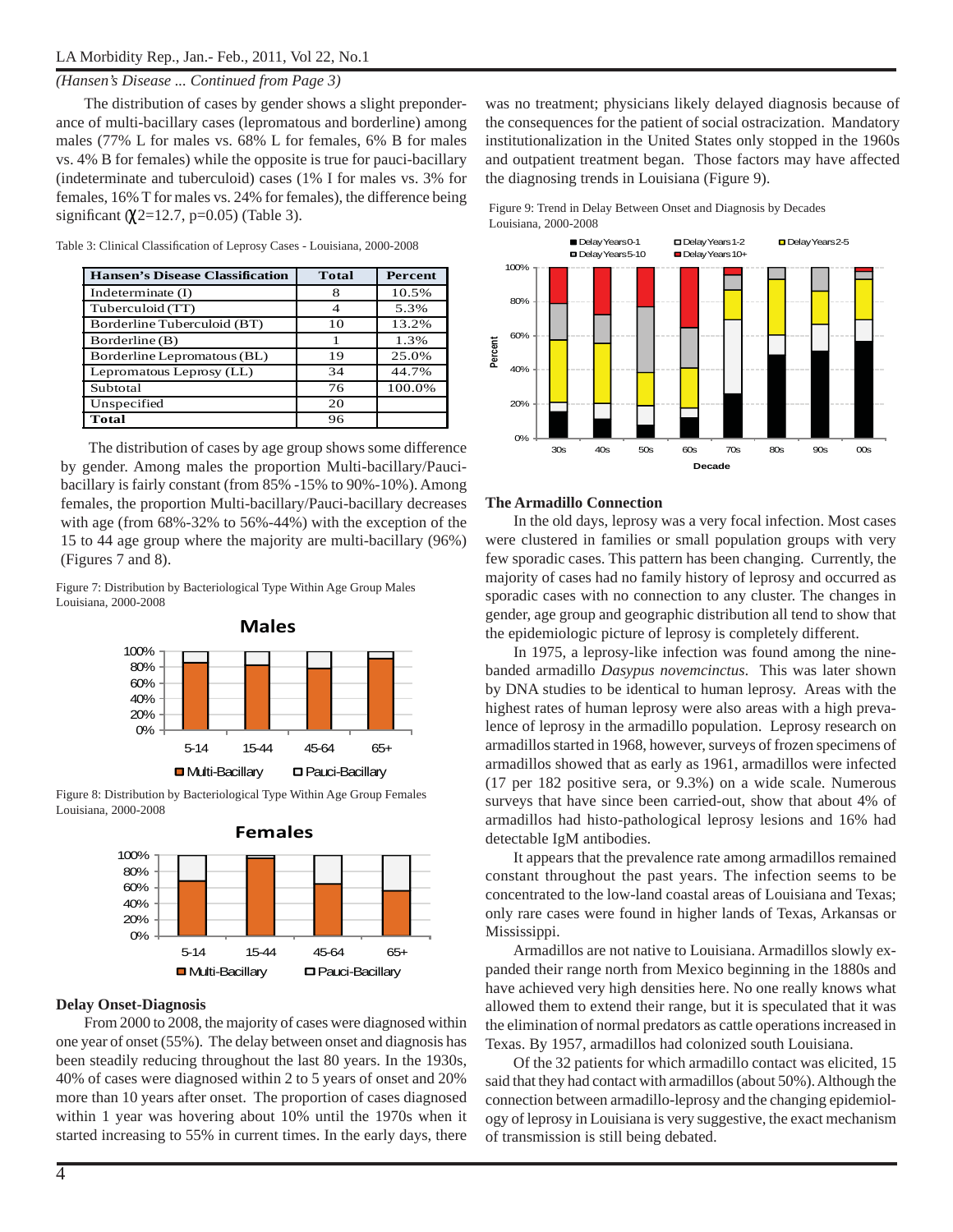*(Hansen's Disease ... Continued from Page 3)*

The distribution of cases by gender shows a slight preponderance of multi-bacillary cases (lepromatous and borderline) among males (77% L for males vs. 68% L for females, 6% B for males vs. 4% B for females) while the opposite is true for pauci-bacillary (indeterminate and tuberculoid) cases (1% I for males vs. 3% for females, 16% T for males vs. 24% for females), the difference being significant ($\chi$2=12.7, p=0.05) (Table 3).

Table 3: Clinical Classification of Leprosy Cases - Louisiana, 2000-2008

| Hansen's Disease Classification | Total | Percent |
|---|---|---|
| Indeterminate (I) | 8 | 10.5% |
| Tuberculoid (TT) | 4 | 5.3% |
| Borderline Tuberculoid (BT) | 10 | 13.2% |
| Borderline (B) | 1 | 1.3% |
| Borderline Lepromatous (BL) | 19 | 25.0% |
| Lepromatous Leprosy (LL) | 34 | 44.7% |
| Subtotal | 76 | 100.0% |
| Unspecified | 20 | |
| **Total** | 96 | |

The distribution of cases by age group shows some difference by gender. Among males the proportion Multi-bacillary/Pauci-bacillary is fairly constant (from 85% -15% to 90%-10%). Among females, the proportion Multi-bacillary/Pauci-bacillary decreases with age (from 68%-32% to 56%-44%) with the exception of the 15 to 44 age group where the majority are multi-bacillary (96%) (Figures 7 and 8).

Figure 7: Distribution by Bacteriological Type Within Age Group Males Louisiana, 2000-2008

Figure 8: Distribution by Bacteriological Type Within Age Group Females Louisiana, 2000-2008

**Delay Onset-Diagnosis**

From 2000 to 2008, the majority of cases were diagnosed within one year of onset (55%). The delay between onset and diagnosis has been steadily reducing throughout the last 80 years. In the 1930s, 40% of cases were diagnosed within 2 to 5 years of onset and 20% more than 10 years after onset. The proportion of cases diagnosed within 1 year was hovering about 10% until the 1970s when it started increasing to 55% in current times. In the early days, there was no treatment; physicians likely delayed diagnosis because of the consequences for the patient of social ostracization. Mandatory institutionalization in the United States only stopped in the 1960s and outpatient treatment began. Those factors may have affected the diagnosing trends in Louisiana (Figure 9).

Figure 9: Trend in Delay Between Onset and Diagnosis by Decades Louisiana, 2000-2008

**The Armadillo Connection**

In the old days, leprosy was a very focal infection. Most cases were clustered in families or small population groups with very few sporadic cases. This pattern has been changing. Currently, the majority of cases had no family history of leprosy and occurred as sporadic cases with no connection to any cluster. The changes in gender, age group and geographic distribution all tend to show that the epidemiologic picture of leprosy is completely different.

In 1975, a leprosy-like infection was found among the nine-banded armadillo *Dasypus novemcinctus*. This was later shown by DNA studies to be identical to human leprosy. Areas with the highest rates of human leprosy were also areas with a high prevalence of leprosy in the armadillo population. Leprosy research on armadillos started in 1968, however, surveys of frozen specimens of armadillos showed that as early as 1961, armadillos were infected (17 per 182 positive sera, or 9.3%) on a wide scale. Numerous surveys that have since been carried-out, show that about 4% of armadillos had histo-pathological leprosy lesions and 16% had detectable IgM antibodies.

It appears that the prevalence rate among armadillos remained constant throughout the past years. The infection seems to be concentrated to the low-land coastal areas of Louisiana and Texas; only rare cases were found in higher lands of Texas, Arkansas or Mississippi.

Armadillos are not native to Louisiana. Armadillos slowly expanded their range north from Mexico beginning in the 1880s and have achieved very high densities here. No one really knows what allowed them to extend their range, but it is speculated that it was the elimination of normal predators as cattle operations increased in Texas. By 1957, armadillos had colonized south Louisiana.

Of the 32 patients for which armadillo contact was elicited, 15 said that they had contact with armadillos (about 50%). Although the connection between armadillo-leprosy and the changing epidemiology of leprosy in Louisiana is very suggestive, the exact mechanism of transmission is still being debated.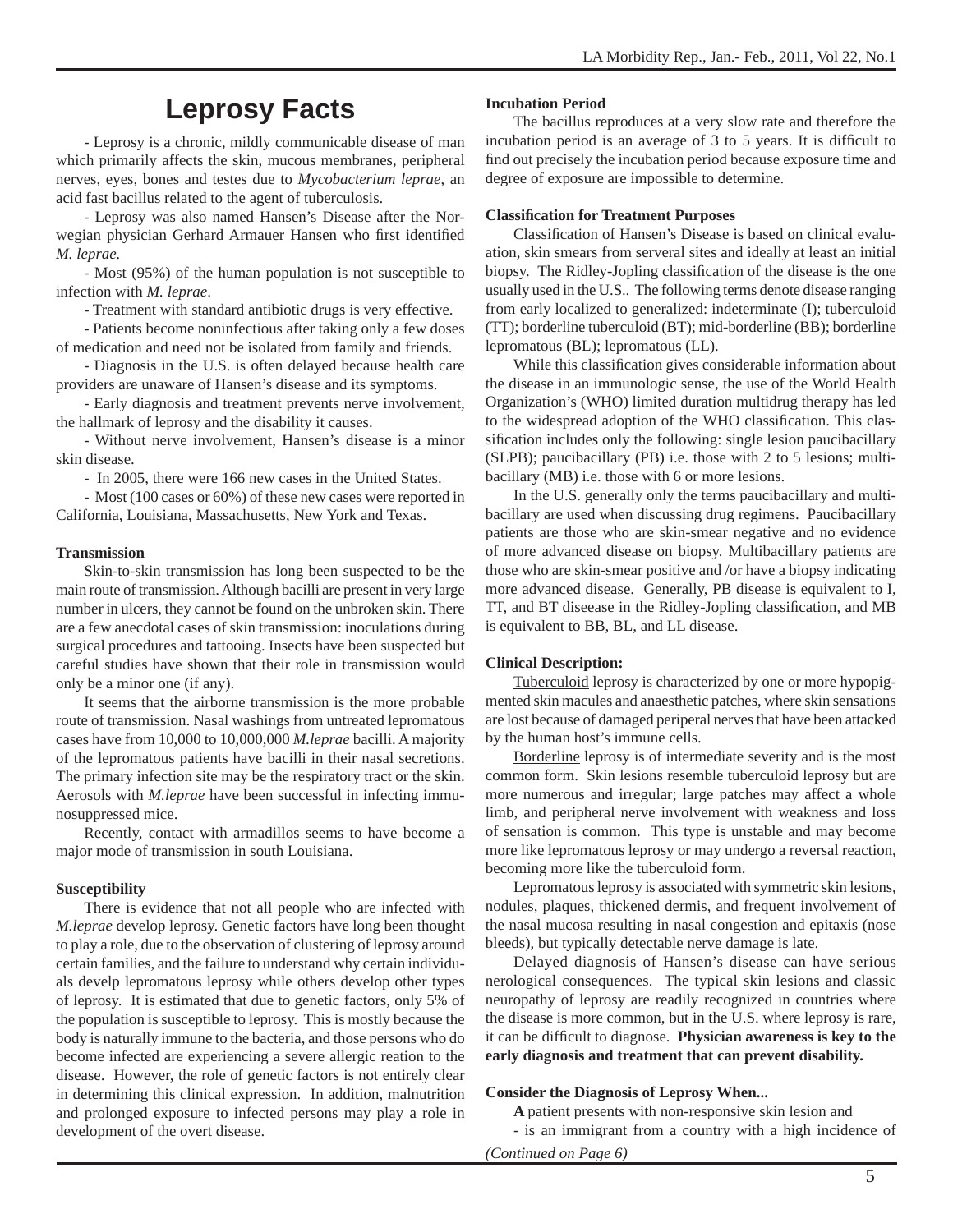# Leprosy Facts

- Leprosy is a chronic, mildly communicable disease of man which primarily affects the skin, mucous membranes, peripheral nerves, eyes, bones and testes due to *Mycobacterium leprae*, an acid fast bacillus related to the agent of tuberculosis.

- Leprosy was also named Hansen's Disease after the Norwegian physician Gerhard Armauer Hansen who first identified *M. leprae*.

- Most (95%) of the human population is not susceptible to infection with *M. leprae*.

- Treatment with standard antibiotic drugs is very effective.

- Patients become noninfectious after taking only a few doses of medication and need not be isolated from family and friends.

- Diagnosis in the U.S. is often delayed because health care providers are unaware of Hansen's disease and its symptoms.

- Early diagnosis and treatment prevents nerve involvement, the hallmark of leprosy and the disability it causes.

- Without nerve involvement, Hansen's disease is a minor skin disease.

- In 2005, there were 166 new cases in the United States.

- Most (100 cases or 60%) of these new cases were reported in California, Louisiana, Massachusetts, New York and Texas.

**Transmission**

Skin-to-skin transmission has long been suspected to be the main route of transmission. Although bacilli are present in very large number in ulcers, they cannot be found on the unbroken skin. There are a few anecdotal cases of skin transmission: inoculations during surgical procedures and tattooing. Insects have been suspected but careful studies have shown that their role in transmission would only be a minor one (if any).

It seems that the airborne transmission is the more probable route of transmission. Nasal washings from untreated lepromatous cases have from 10,000 to 10,000,000 *M.leprae* bacilli. A majority of the lepromatous patients have bacilli in their nasal secretions. The primary infection site may be the respiratory tract or the skin. Aerosols with *M.leprae* have been successful in infecting immunosuppressed mice.

Recently, contact with armadillos seems to have become a major mode of transmission in south Louisiana.

**Susceptibility**

There is evidence that not all people who are infected with *M.leprae* develop leprosy. Genetic factors have long been thought to play a role, due to the observation of clustering of leprosy around certain families, and the failure to understand why certain individuals develp lepromatous leprosy while others develop other types of leprosy. It is estimated that due to genetic factors, only 5% of the population is susceptible to leprosy. This is mostly because the body is naturally immune to the bacteria, and those persons who do become infected are experiencing a severe allergic reation to the disease. However, the role of genetic factors is not entirely clear in determining this clinical expression. In addition, malnutrition and prolonged exposure to infected persons may play a role in development of the overt disease.

**Incubation Period**

The bacillus reproduces at a very slow rate and therefore the incubation period is an average of 3 to 5 years. It is difficult to find out precisely the incubation period because exposure time and degree of exposure are impossible to determine.

**Classification for Treatment Purposes**

Classification of Hansen's Disease is based on clinical evaluation, skin smears from serveral sites and ideally at least an initial biopsy. The Ridley-Jopling classification of the disease is the one usually used in the U.S.. The following terms denote disease ranging from early localized to generalized: indeterminate (I); tuberculoid (TT); borderline tuberculoid (BT); mid-borderline (BB); borderline lepromatous (BL); lepromatous (LL).

While this classification gives considerable information about the disease in an immunologic sense, the use of the World Health Organization's (WHO) limited duration multidrug therapy has led to the widespread adoption of the WHO classification. This classification includes only the following: single lesion paucibacillary (SLPB); paucibacillary (PB) i.e. those with 2 to 5 lesions; multibacillary (MB) i.e. those with 6 or more lesions.

In the U.S. generally only the terms paucibacillary and multibacillary are used when discussing drug regimens. Paucibacillary patients are those who are skin-smear negative and no evidence of more advanced disease on biopsy. Multibacillary patients are those who are skin-smear positive and /or have a biopsy indicating more advanced disease. Generally, PB disease is equivalent to I, TT, and BT diseease in the Ridley-Jopling classification, and MB is equivalent to BB, BL, and LL disease.

**Clinical Description:**

Tuberculoid leprosy is characterized by one or more hypopigmented skin macules and anaesthetic patches, where skin sensations are lost because of damaged periperal nerves that have been attacked by the human host's immune cells.

Borderline leprosy is of intermediate severity and is the most common form. Skin lesions resemble tuberculoid leprosy but are more numerous and irregular; large patches may affect a whole limb, and peripheral nerve involvement with weakness and loss of sensation is common. This type is unstable and may become more like lepromatous leprosy or may undergo a reversal reaction, becoming more like the tuberculoid form.

Lepromatous leprosy is associated with symmetric skin lesions, nodules, plaques, thickened dermis, and frequent involvement of the nasal mucosa resulting in nasal congestion and epitaxis (nose bleeds), but typically detectable nerve damage is late.

Delayed diagnosis of Hansen's disease can have serious nerological consequences. The typical skin lesions and classic neuropathy of leprosy are readily recognized in countries where the disease is more common, but in the U.S. where leprosy is rare, it can be difficult to diagnose. **Physician awareness is key to the early diagnosis and treatment that can prevent disability.**

**Consider the Diagnosis of Leprosy When...**

**A** patient presents with non-responsive skin lesion and

- is an immigrant from a country with a high incidence of

*(Continued on Page 6)*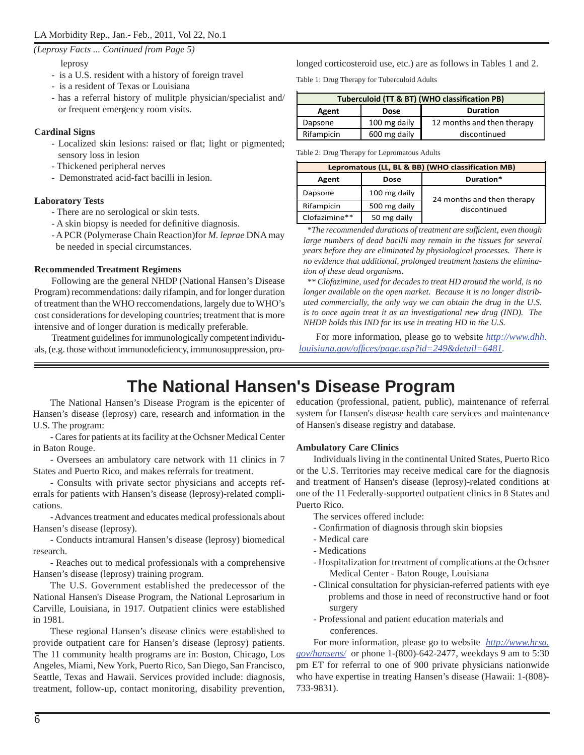*(Leprosy Facts ... Continued from Page 5)*

leprosy

- is a U.S. resident with a history of foreign travel
- is a resident of Texas or Louisiana
- has a referral history of mulitple physician/specialist and/ or frequent emergency room visits.

**Cardinal Signs**

- Localized skin lesions: raised or flat; light or pigmented; sensory loss in lesion
- Thickened peripheral nerves
- Demonstrated acid-fact bacilli in lesion.

**Laboratory Tests**

- There are no serological or skin tests.
- A skin biopsy is needed for definitive diagnosis.
- A PCR (Polymerase Chain Reaction)for *M. leprae* DNA may be needed in special circumstances.

**Recommended Treatment Regimens**

Following are the general NHDP (National Hansen's Disease Program) recommendations: daily rifampin, and for longer duration of treatment than the WHO reccomendations, largely due to WHO's cost considerations for developing countries; treatment that is more intensive and of longer duration is medically preferable.

Treatment guidelines for immunologically competent individuals, (e.g. those without immunodeficiency, immunosuppression, prolonged corticosteroid use, etc.) are as follows in Tables 1 and 2.

Table 1: Drug Therapy for Tuberculoid Adults

| Tuberculoid (TT & BT) (WHO classification PB) | | |
|---|---|---|
| **Agent** | **Dose** | **Duration** |
| Dapsone | 100 mg daily | 12 months and then therapy discontinued |
| Rifampicin | 600 mg daily | |

Table 2: Drug Therapy for Lepromatous Adults

| Lepromatous (LL, BL & BB) (WHO classification MB) | | |
|---|---|---|
| **Agent** | **Dose** | **Duration*** |
| Dapsone | 100 mg daily | 24 months and then therapy discontinued |
| Rifampicin | 500 mg daily | |
| Clofazimine** | 50 mg daily | |

*\*The recommended durations of treatment are sufficient, even though large numbers of dead bacilli may remain in the tissues for several years before they are eliminated by physiological processes. There is no evidence that additional, prolonged treatment hastens the elimination of these dead organisms.*

*\*\* Clofazimine, used for decades to treat HD around the world, is no longer available on the open market. Because it is no longer distributed commercially, the only way we can obtain the drug in the U.S. is to once again treat it as an investigational new drug (IND). The NHDP holds this IND for its use in treating HD in the U.S.*

For more information, please go to website *http://www.dhh.louisiana.gov/offices/page.asp?id=249&detail=6481*.

# The National Hansen's Disease Program

The National Hansen's Disease Program is the epicenter of Hansen's disease (leprosy) care, research and information in the U.S. The program:

- Cares for patients at its facility at the Ochsner Medical Center in Baton Rouge.
- Oversees an ambulatory care network with 11 clinics in 7 States and Puerto Rico, and makes referrals for treatment.
- Consults with private sector physicians and accepts referrals for patients with Hansen's disease (leprosy)-related complications.
- Advances treatment and educates medical professionals about Hansen's disease (leprosy).
- Conducts intramural Hansen's disease (leprosy) biomedical research.
- Reaches out to medical professionals with a comprehensive Hansen's disease (leprosy) training program.

The U.S. Government established the predecessor of the National Hansen's Disease Program, the National Leprosarium in Carville, Louisiana, in 1917. Outpatient clinics were established in 1981.

These regional Hansen's disease clinics were established to provide outpatient care for Hansen's disease (leprosy) patients. The 11 community health programs are in: Boston, Chicago, Los Angeles, Miami, New York, Puerto Rico, San Diego, San Francisco, Seattle, Texas and Hawaii. Services provided include: diagnosis, treatment, follow-up, contact monitoring, disability prevention, education (professional, patient, public), maintenance of referral system for Hansen's disease health care services and maintenance of Hansen's disease registry and database.

**Ambulatory Care Clinics**

Individuals living in the continental United States, Puerto Rico or the U.S. Territories may receive medical care for the diagnosis and treatment of Hansen's disease (leprosy)-related conditions at one of the 11 Federally-supported outpatient clinics in 8 States and Puerto Rico.

The services offered include:

- Confirmation of diagnosis through skin biopsies
- Medical care
- Medications
- Hospitalization for treatment of complications at the Ochsner Medical Center - Baton Rouge, Louisiana
- Clinical consultation for physician-referred patients with eye problems and those in need of reconstructive hand or foot surgery
- Professional and patient education materials and conferences.

For more information, please go to website *http://www.hrsa.gov/hansens/* or phone 1-(800)-642-2477, weekdays 9 am to 5:30 pm ET for referral to one of 900 private physicians nationwide who have expertise in treating Hansen's disease (Hawaii: 1-(808)-733-9831).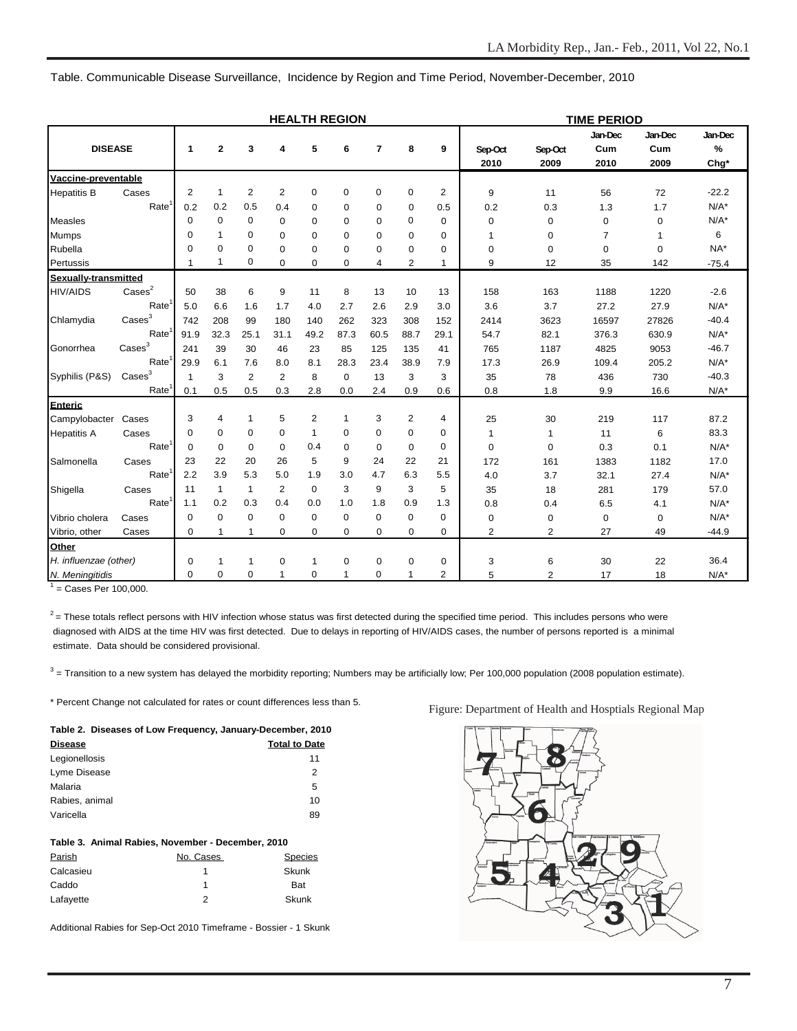Table. Communicable Disease Surveillance, Incidence by Region and Time Period, November-December, 2010

| DISEASE | | HEALTH REGION 1 | 2 | 3 | 4 | 5 | 6 | 7 | 8 | 9 | TIME PERIOD Sep-Oct 2010 | Sep-Oct 2009 | Jan-Dec Cum 2010 | Jan-Dec Cum 2009 | Jan-Dec % Chg* |
|---|---|---|---|---|---|---|---|---|---|---|---|---|---|---|---|
| **Vaccine-preventable** | | | | | | | | | | | | | | | |
| Hepatitis B | Cases | 2 | 1 | 2 | 2 | 0 | 0 | 0 | 0 | 2 | 9 | 11 | 56 | 72 | -22.2 |
| | Rate[1] | 0.2 | 0.2 | 0.5 | 0.4 | 0 | 0 | 0 | 0 | 0.5 | 0.2 | 0.3 | 1.3 | 1.7 | N/A* |
| Measles | | 0 | 0 | 0 | 0 | 0 | 0 | 0 | 0 | 0 | 0 | 0 | 0 | 0 | N/A* |
| Mumps | | 0 | 1 | 0 | 0 | 0 | 0 | 0 | 0 | 0 | 1 | 0 | 7 | 1 | 6 |
| Rubella | | 0 | 0 | 0 | 0 | 0 | 0 | 0 | 0 | 0 | 0 | 0 | 0 | 0 | NA* |
| Pertussis | | 1 | 1 | 0 | 0 | 0 | 0 | 4 | 2 | 1 | 9 | 12 | 35 | 142 | -75.4 |
| **Sexually-transmitted** | | | | | | | | | | | | | | | |
| HIV/AIDS | Cases[2] | 50 | 38 | 6 | 9 | 11 | 8 | 13 | 10 | 13 | 158 | 163 | 1188 | 1220 | -2.6 |
| | Rate[1] | 5.0 | 6.6 | 1.6 | 1.7 | 4.0 | 2.7 | 2.6 | 2.9 | 3.0 | 3.6 | 3.7 | 27.2 | 27.9 | N/A* |
| Chlamydia | Cases[3] | 742 | 208 | 99 | 180 | 140 | 262 | 323 | 308 | 152 | 2414 | 3623 | 16597 | 27826 | -40.4 |
| | Rate[1] | 91.9 | 32.3 | 25.1 | 31.1 | 49.2 | 87.3 | 60.5 | 88.7 | 29.1 | 54.7 | 82.1 | 376.3 | 630.9 | N/A* |
| Gonorrhea | Cases[3] | 241 | 39 | 30 | 46 | 23 | 85 | 125 | 135 | 41 | 765 | 1187 | 4825 | 9053 | -46.7 |
| | Rate[1] | 29.9 | 6.1 | 7.6 | 8.0 | 8.1 | 28.3 | 23.4 | 38.9 | 7.9 | 17.3 | 26.9 | 109.4 | 205.2 | N/A* |
| Syphilis (P&S) | Cases[3] | 1 | 3 | 2 | 2 | 8 | 0 | 13 | 3 | 3 | 35 | 78 | 436 | 730 | -40.3 |
| | Rate[1] | 0.1 | 0.5 | 0.5 | 0.3 | 2.8 | 0.0 | 2.4 | 0.9 | 0.6 | 0.8 | 1.8 | 9.9 | 16.6 | N/A* |
| **Enteric** | | | | | | | | | | | | | | | |
| Campylobacter | Cases | 3 | 4 | 1 | 5 | 2 | 1 | 3 | 2 | 4 | 25 | 30 | 219 | 117 | 87.2 |
| Hepatitis A | Cases | 0 | 0 | 0 | 0 | 1 | 0 | 0 | 0 | 0 | 1 | 1 | 11 | 6 | 83.3 |
| | Rate[1] | 0 | 0 | 0 | 0 | 0.4 | 0 | 0 | 0 | 0 | 0 | 0 | 0.3 | 0.1 | N/A* |
| Salmonella | Cases | 23 | 22 | 20 | 26 | 5 | 9 | 24 | 22 | 21 | 172 | 161 | 1383 | 1182 | 17.0 |
| | Rate[1] | 2.2 | 3.9 | 5.3 | 5.0 | 1.9 | 3.0 | 4.7 | 6.3 | 5.5 | 4.0 | 3.7 | 32.1 | 27.4 | N/A* |
| Shigella | Cases | 11 | 1 | 1 | 2 | 0 | 3 | 9 | 3 | 5 | 35 | 18 | 281 | 179 | 57.0 |
| | Rate[1] | 1.1 | 0.2 | 0.3 | 0.4 | 0.0 | 1.0 | 1.8 | 0.9 | 1.3 | 0.8 | 0.4 | 6.5 | 4.1 | N/A* |
| Vibrio cholera | Cases | 0 | 0 | 0 | 0 | 0 | 0 | 0 | 0 | 0 | 0 | 0 | 0 | 0 | N/A* |
| Vibrio, other | Cases | 0 | 1 | 1 | 0 | 0 | 0 | 0 | 0 | 0 | 2 | 2 | 27 | 49 | -44.9 |
| **Other** | | | | | | | | | | | | | | | |
| *H. influenzae (other)* | | 0 | 1 | 1 | 0 | 1 | 0 | 0 | 0 | 0 | 3 | 6 | 30 | 22 | 36.4 |
| *N. Meningitidis* | | 0 | 0 | 0 | 1 | 0 | 1 | 0 | 1 | 2 | 5 | 2 | 17 | 18 | N/A* |

[1] = Cases Per 100,000.

[2] = These totals reflect persons with HIV infection whose status was first detected during the specified time period. This includes persons who were diagnosed with AIDS at the time HIV was first detected. Due to delays in reporting of HIV/AIDS cases, the number of persons reported is a minimal estimate. Data should be considered provisional.

[3] = Transition to a new system has delayed the morbidity reporting; Numbers may be artificially low; Per 100,000 population (2008 population estimate).

\* Percent Change not calculated for rates or count differences less than 5.

**Table 2. Diseases of Low Frequency, January-December, 2010**

| Disease | Total to Date |
|---|---|
| Legionellosis | 11 |
| Lyme Disease | 2 |
| Malaria | 5 |
| Rabies, animal | 10 |
| Varicella | 89 |

**Table 3. Animal Rabies, November - December, 2010**

| Parish | No. Cases | Species |
|---|---|---|
| Calcasieu | 1 | Skunk |
| Caddo | 1 | Bat |
| Lafayette | 2 | Skunk |

Additional Rabies for Sep-Oct 2010 Timeframe - Bossier - 1 Skunk

Figure: Department of Health and Hosptials Regional Map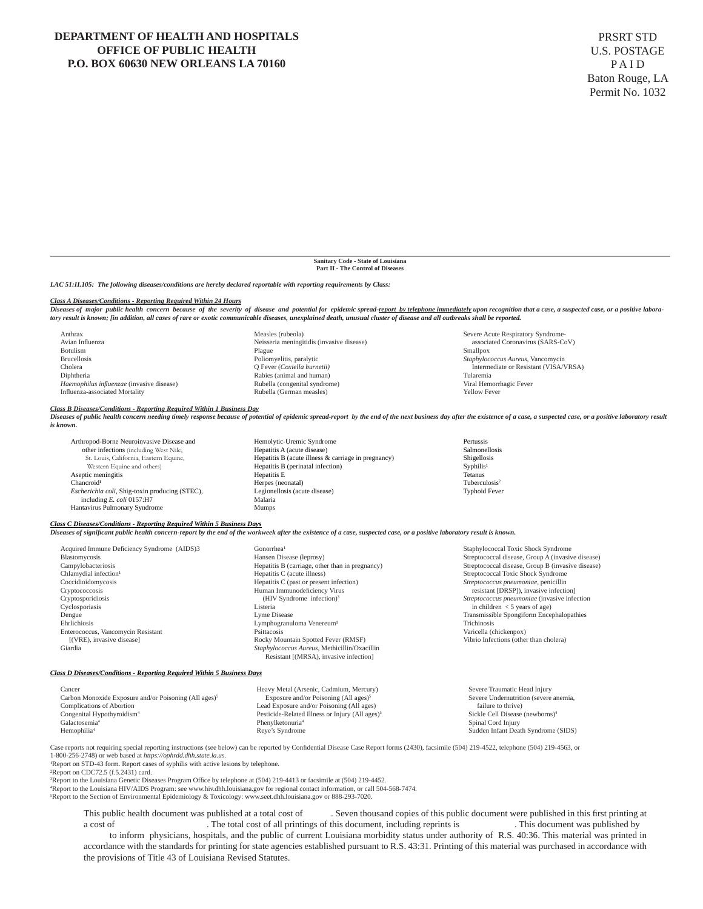**DEPARTMENT OF HEALTH AND HOSPITALS**
**OFFICE OF PUBLIC HEALTH**
**P.O. BOX 60630 NEW ORLEANS LA 70160**

PRSRT STD
U.S. POSTAGE
P A I D
Baton Rouge, LA
Permit No. 1032

**Sanitary Code - State of Louisiana**
**Part II - The Control of Diseases**

***LAC 51:II.105: The following diseases/conditions are hereby declared reportable with reporting requirements by Class:***

***Class A Diseases/Conditions - Reporting Required Within 24 Hours***
***Diseases of major public health concern because of the severity of disease and potential for epidemic spread-report by telephone immediately upon recognition that a case, a suspected case, or a positive laboratory result is known; [in addition, all cases of rare or exotic communicable diseases, unexplained death, unusual cluster of disease and all outbreaks shall be reported.***

Anthrax
Avian Influenza
Botulism
Brucellosis
Cholera
Diphtheria
*Haemophilus influenzae* (invasive disease)
Influenza-associated Mortality
Measles (rubeola)
Neisseria meningitidis (invasive disease)
Plague
Poliomyelitis, paralytic
Q Fever (*Coxiella burnetii)*
Rabies (animal and human)
Rubella (congenital syndrome)
Rubella (German measles)
Severe Acute Respiratory Syndrome-associated Coronavirus (SARS-CoV)
Smallpox
*Staphylococcus Aureus*, Vancomycin Intermediate or Resistant (VISA/VRSA)
Tularemia
Viral Hemorrhagic Fever
Yellow Fever

***Class B Diseases/Conditions - Reporting Required Within 1 Business Day***
***Diseases of public health concern needing timely response because of potential of epidemic spread-report by the end of the next business day after the existence of a case, a suspected case, or a positive laboratory result is known.***

Arthropod-Borne Neuroinvasive Disease and other infections (including West Nile, St. Louis, California, Eastern Equine, Western Equine and others)
Aseptic meningitis
Chancroid[1]
*Escherichia coli*, Shig-toxin producing (STEC), including *E. coli* 0157:H7
Hantavirus Pulmonary Syndrome
Hemolytic-Uremic Syndrome
Hepatitis A (acute disease)
Hepatitis B (acute illness & carriage in pregnancy)
Hepatitis B (perinatal infection)
Hepatitis E
Herpes (neonatal)
Legionellosis (acute disease)
Malaria
Mumps
Pertussis
Salmonellosis
Shigellosis
Syphilis[1]
Tetanus
Tuberculosis[2]
Typhoid Fever

***Class C Diseases/Conditions - Reporting Required Within 5 Business Days***
***Diseases of significant public health concern-report by the end of the workweek after the existence of a case, suspected case, or a positive laboratory result is known.***

Acquired Immune Deficiency Syndrome (AIDS)3
Blastomycosis
Campylobacteriosis
Chlamydial infection[1]
Coccidioidomycosis
Cryptococcosis
Cryptosporidiosis
Cyclosporiasis
Dengue
Ehrlichiosis
Enterococcus, Vancomycin Resistant [(VRE), invasive disease]
Giardia
Gonorrhea[1]
Hansen Disease (leprosy)
Hepatitis B (carriage, other than in pregnancy)
Hepatitis C (acute illness)
Hepatitis C (past or present infection)
Human Immunodeficiency Virus (HIV Syndrome infection)[3]
Listeria
Lyme Disease
Lymphogranuloma Venereum[1]
Psittacosis
Rocky Mountain Spotted Fever (RMSF)
*Staphylococcus Aureus*, Methicillin/Oxacillin Resistant [(MRSA), invasive infection]
Staphylococcal Toxic Shock Syndrome
Streptococcal disease, Group A (invasive disease)
Streptococcal disease, Group B (invasive disease)
Streptococcal Toxic Shock Syndrome
*Streptococcus pneumoniae*, penicillin resistant [DRSP]), invasive infection]
*Streptococcus pneumoniae* (invasive infection in children < 5 years of age)
Transmissible Spongiform Encephalopathies
Trichinosis
Varicella (chickenpox)
Vibrio Infections (other than cholera)

***Class D Diseases/Conditions - Reporting Required Within 5 Business Days***

Cancer
Carbon Monoxide Exposure and/or Poisoning (All ages)[5]
Complications of Abortion
Congenital Hypothyroidism[4]
Galactosemia[4]
Hemophilia[4]
Heavy Metal (Arsenic, Cadmium, Mercury) Exposure and/or Poisoning (All ages)[5]
Lead Exposure and/or Poisoning (All ages)
Pesticide-Related Illness or Injury (All ages)[5]
Phenylketonuria[4]
Reye's Syndrome
Severe Traumatic Head Injury
Severe Undernutrition (severe anemia, failure to thrive)
Sickle Cell Disease (newborns)[4]
Spinal Cord Injury
Sudden Infant Death Syndrome (SIDS)

Case reports not requiring special reporting instructions (see below) can be reported by Confidential Disease Case Report forms (2430), facsimile (504) 219-4522, telephone (504) 219-4563, or 1-800-256-2748) or web based at *https://ophrdd.dhh.state.la.us.*

[1]Report on STD-43 form. Report cases of syphilis with active lesions by telephone.
[2]Report on CDC72.5 (f.5.2431) card.
[3]Report to the Louisiana Genetic Diseases Program Office by telephone at (504) 219-4413 or facsimile at (504) 219-4452.
[4]Report to the Louisiana HIV/AIDS Program: see www.hiv.dhh.louisiana.gov for regional contact information, or call 504-568-7474.
[5]Report to the Section of Environmental Epidemiology & Toxicology: www.seet.dhh.louisiana.gov or 888-293-7020.

This public health document was published at a total cost of . Seven thousand copies of this public document were published in this first printing at a cost of . The total cost of all printings of this document, including reprints is . This document was published by to inform physicians, hospitals, and the public of current Louisiana morbidity status under authority of R.S. 40:36. This material was printed in accordance with the standards for printing for state agencies established pursuant to R.S. 43:31. Printing of this material was purchased in accordance with the provisions of Title 43 of Louisiana Revised Statutes.